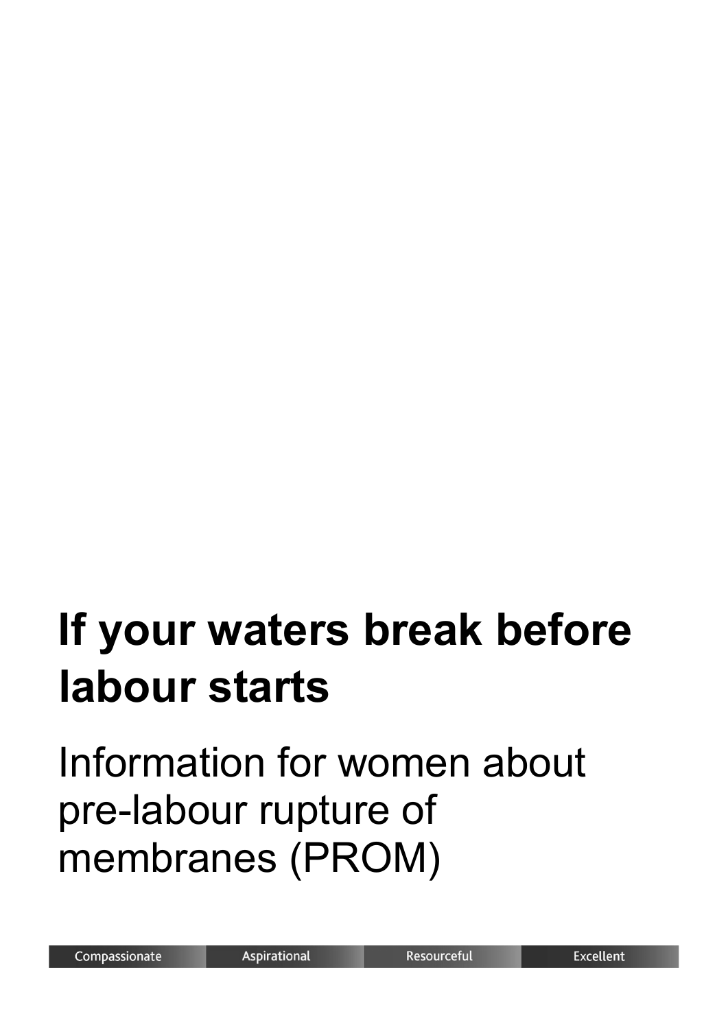# If your waters break before labour starts

## Information for women about pre-labour rupture of membranes (PROM)

Compassionate | Aspirational | Resourceful | Excellent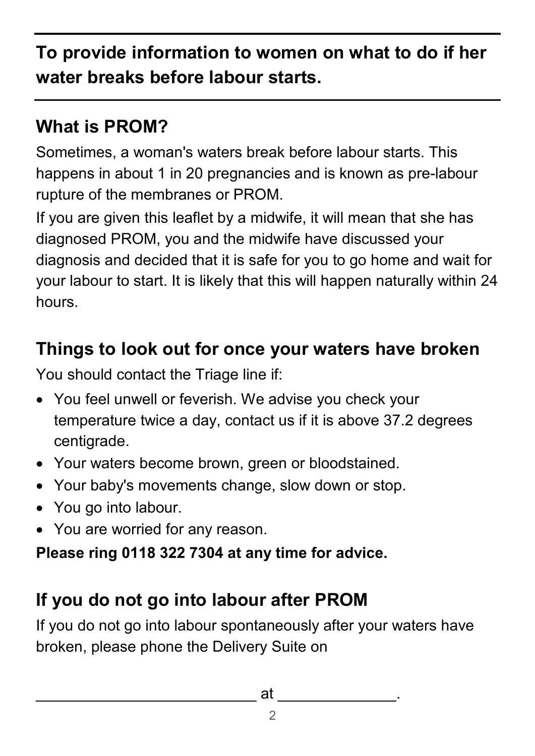**To provide information to women on what to do if her water breaks before labour starts.**

## What is PROM?

Sometimes, a woman's waters break before labour starts. This happens in about 1 in 20 pregnancies and is known as pre-labour rupture of the membranes or PROM.

If you are given this leaflet by a midwife, it will mean that she has diagnosed PROM, you and the midwife have discussed your diagnosis and decided that it is safe for you to go home and wait for your labour to start. It is likely that this will happen naturally within 24 hours.

## Things to look out for once your waters have broken

You should contact the Triage line if:

- You feel unwell or feverish. We advise you check your temperature twice a day, contact us if it is above 37.2 degrees centigrade.
- Your waters become brown, green or bloodstained.
- Your baby's movements change, slow down or stop.
- You go into labour.
- You are worried for any reason.

**Please ring 0118 322 7304 at any time for advice.**

## If you do not go into labour after PROM

If you do not go into labour spontaneously after your waters have broken, please phone the Delivery Suite on

__________________________ at ______________.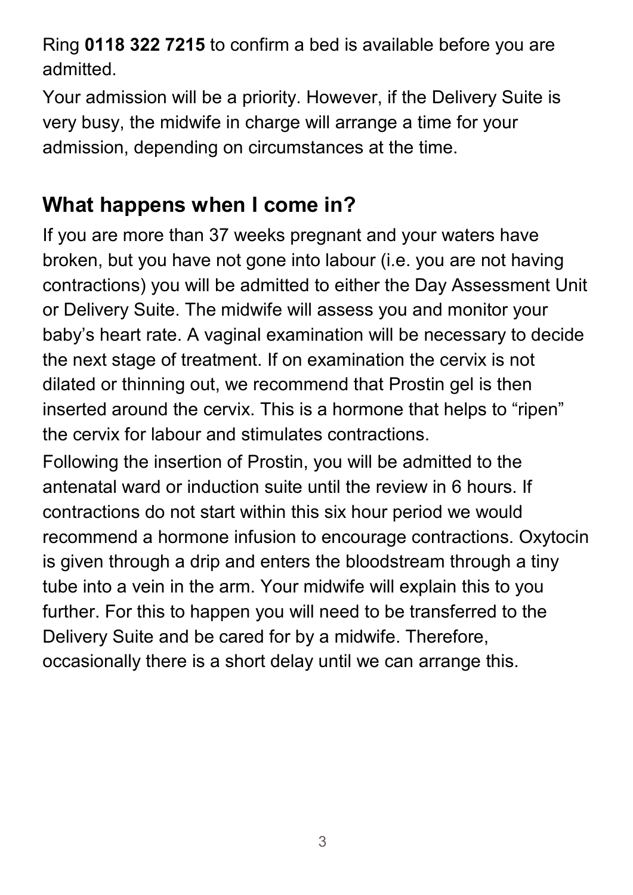Ring **0118 322 7215** to confirm a bed is available before you are admitted.

Your admission will be a priority. However, if the Delivery Suite is very busy, the midwife in charge will arrange a time for your admission, depending on circumstances at the time.

## What happens when I come in?

If you are more than 37 weeks pregnant and your waters have broken, but you have not gone into labour (i.e. you are not having contractions) you will be admitted to either the Day Assessment Unit or Delivery Suite. The midwife will assess you and monitor your baby's heart rate. A vaginal examination will be necessary to decide the next stage of treatment. If on examination the cervix is not dilated or thinning out, we recommend that Prostin gel is then inserted around the cervix. This is a hormone that helps to "ripen" the cervix for labour and stimulates contractions.

Following the insertion of Prostin, you will be admitted to the antenatal ward or induction suite until the review in 6 hours. If contractions do not start within this six hour period we would recommend a hormone infusion to encourage contractions. Oxytocin is given through a drip and enters the bloodstream through a tiny tube into a vein in the arm. Your midwife will explain this to you further. For this to happen you will need to be transferred to the Delivery Suite and be cared for by a midwife. Therefore, occasionally there is a short delay until we can arrange this.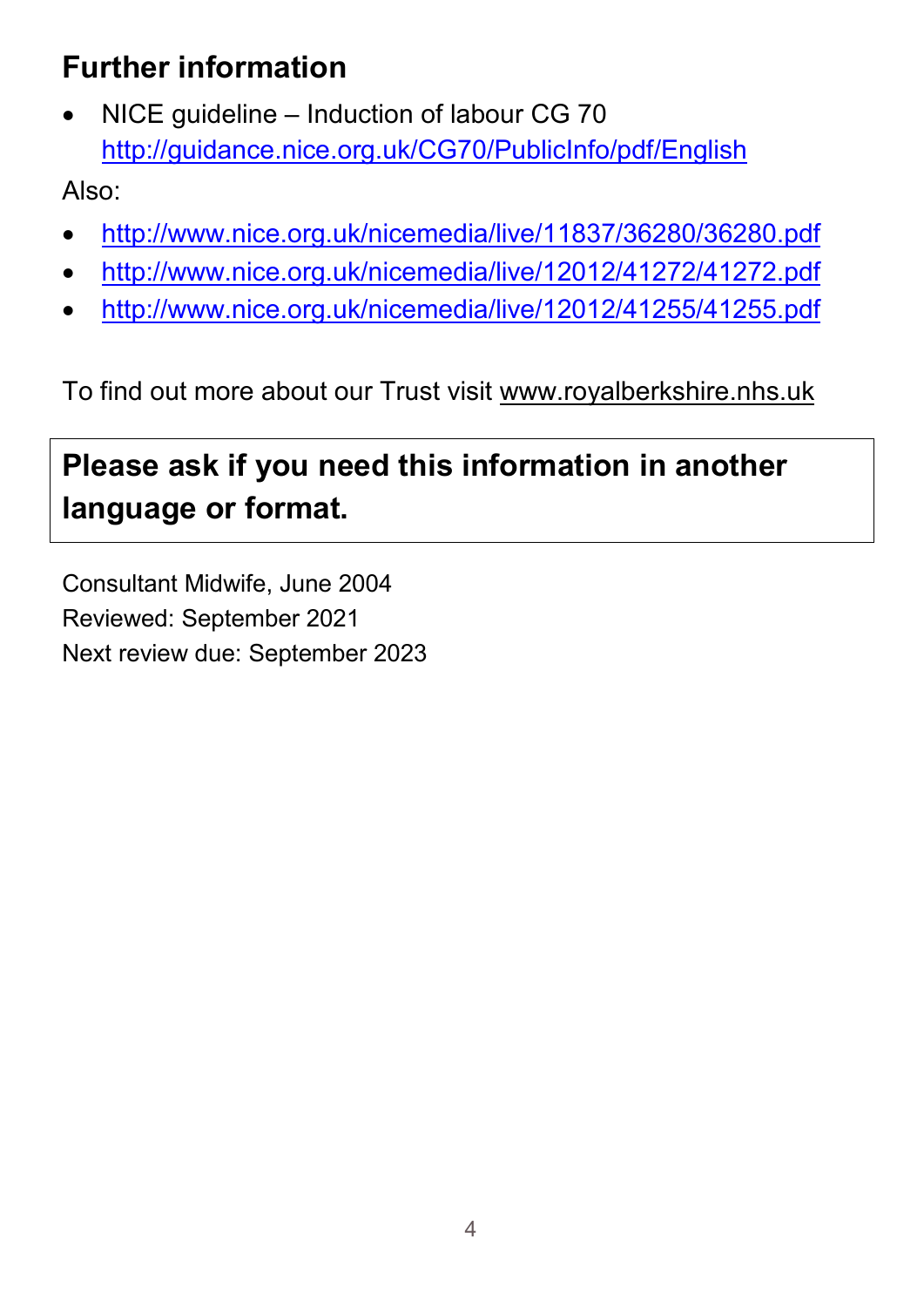## Further information

- NICE guideline – Induction of labour CG 70
  http://guidance.nice.org.uk/CG70/PublicInfo/pdf/English

Also:

- http://www.nice.org.uk/nicemedia/live/11837/36280/36280.pdf
- http://www.nice.org.uk/nicemedia/live/12012/41272/41272.pdf
- http://www.nice.org.uk/nicemedia/live/12012/41255/41255.pdf

To find out more about our Trust visit www.royalberkshire.nhs.uk

**Please ask if you need this information in another language or format.**

Consultant Midwife, June 2004
Reviewed: September 2021
Next review due: September 2023